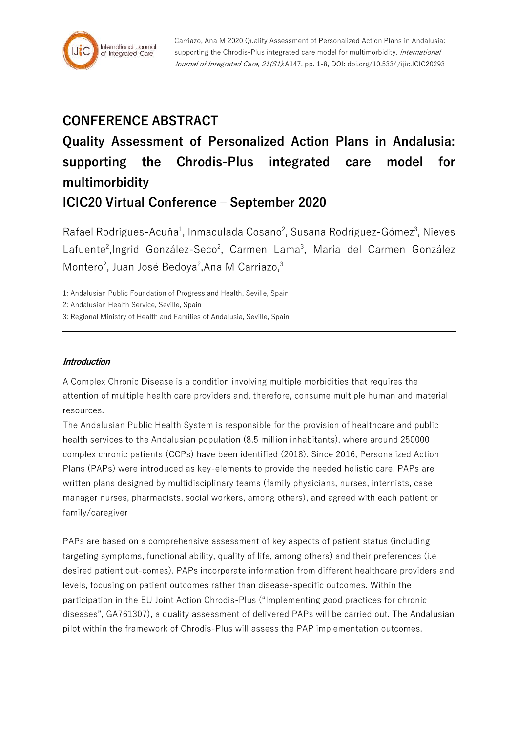# CONFERENCE ABSTRACT

# Quality Assessment of Personalized Action Plans in Andalusia: supporting the Chrodis-Plus integrated care model for multimorbidity

## ICIC20 Virtual Conference – September 2020

Rafael Rodrigues-Acuña[1], Inmaculada Cosano[2], Susana Rodríguez-Gómez[3], Nieves Lafuente[2], Ingrid González-Seco[2], Carmen Lama[3], María del Carmen González Montero[2], Juan José Bedoya[2], Ana M Carriazo,[3]

1: Andalusian Public Foundation of Progress and Health, Seville, Spain

2: Andalusian Health Service, Seville, Spain

3: Regional Ministry of Health and Families of Andalusia, Seville, Spain

### *Introduction*

A Complex Chronic Disease is a condition involving multiple morbidities that requires the attention of multiple health care providers and, therefore, consume multiple human and material resources.

The Andalusian Public Health System is responsible for the provision of healthcare and public health services to the Andalusian population (8.5 million inhabitants), where around 250000 complex chronic patients (CCPs) have been identified (2018). Since 2016, Personalized Action Plans (PAPs) were introduced as key-elements to provide the needed holistic care. PAPs are written plans designed by multidisciplinary teams (family physicians, nurses, internists, case manager nurses, pharmacists, social workers, among others), and agreed with each patient or family/caregiver

PAPs are based on a comprehensive assessment of key aspects of patient status (including targeting symptoms, functional ability, quality of life, among others) and their preferences (i.e desired patient out-comes). PAPs incorporate information from different healthcare providers and levels, focusing on patient outcomes rather than disease-specific outcomes. Within the participation in the EU Joint Action Chrodis-Plus ("Implementing good practices for chronic diseases", GA761307), a quality assessment of delivered PAPs will be carried out. The Andalusian pilot within the framework of Chrodis-Plus will assess the PAP implementation outcomes.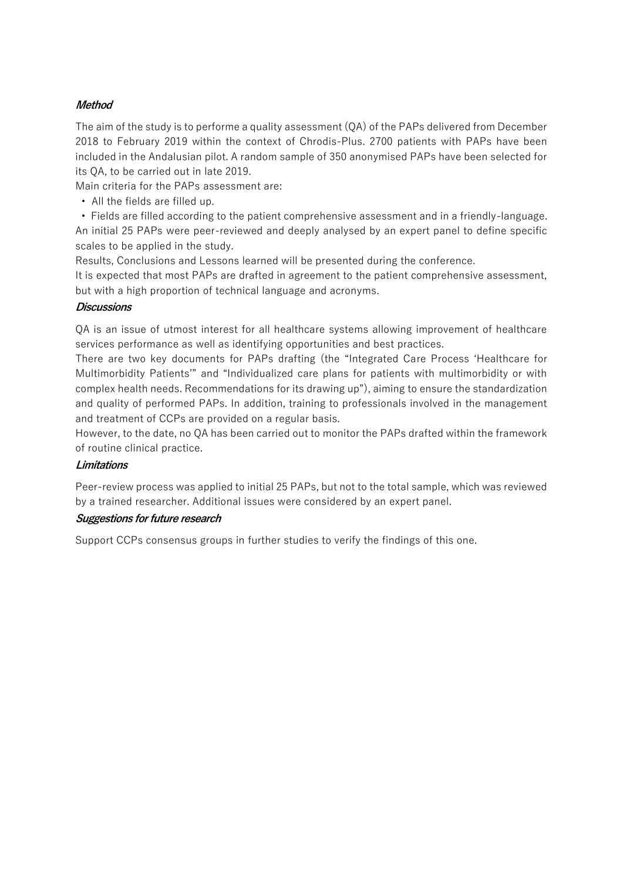### *Method*

The aim of the study is to performe a quality assessment (QA) of the PAPs delivered from December 2018 to February 2019 within the context of Chrodis-Plus. 2700 patients with PAPs have been included in the Andalusian pilot. A random sample of 350 anonymised PAPs have been selected for its QA, to be carried out in late 2019.

Main criteria for the PAPs assessment are:

- All the fields are filled up.
- Fields are filled according to the patient comprehensive assessment and in a friendly-language.

An initial 25 PAPs were peer-reviewed and deeply analysed by an expert panel to define specific scales to be applied in the study.

Results, Conclusions and Lessons learned will be presented during the conference.

It is expected that most PAPs are drafted in agreement to the patient comprehensive assessment, but with a high proportion of technical language and acronyms.

### *Discussions*

QA is an issue of utmost interest for all healthcare systems allowing improvement of healthcare services performance as well as identifying opportunities and best practices.

There are two key documents for PAPs drafting (the "Integrated Care Process 'Healthcare for Multimorbidity Patients'" and "Individualized care plans for patients with multimorbidity or with complex health needs. Recommendations for its drawing up"), aiming to ensure the standardization and quality of performed PAPs. In addition, training to professionals involved in the management and treatment of CCPs are provided on a regular basis.

However, to the date, no QA has been carried out to monitor the PAPs drafted within the framework of routine clinical practice.

### *Limitations*

Peer-review process was applied to initial 25 PAPs, but not to the total sample, which was reviewed by a trained researcher. Additional issues were considered by an expert panel.

### *Suggestions for future research*

Support CCPs consensus groups in further studies to verify the findings of this one.